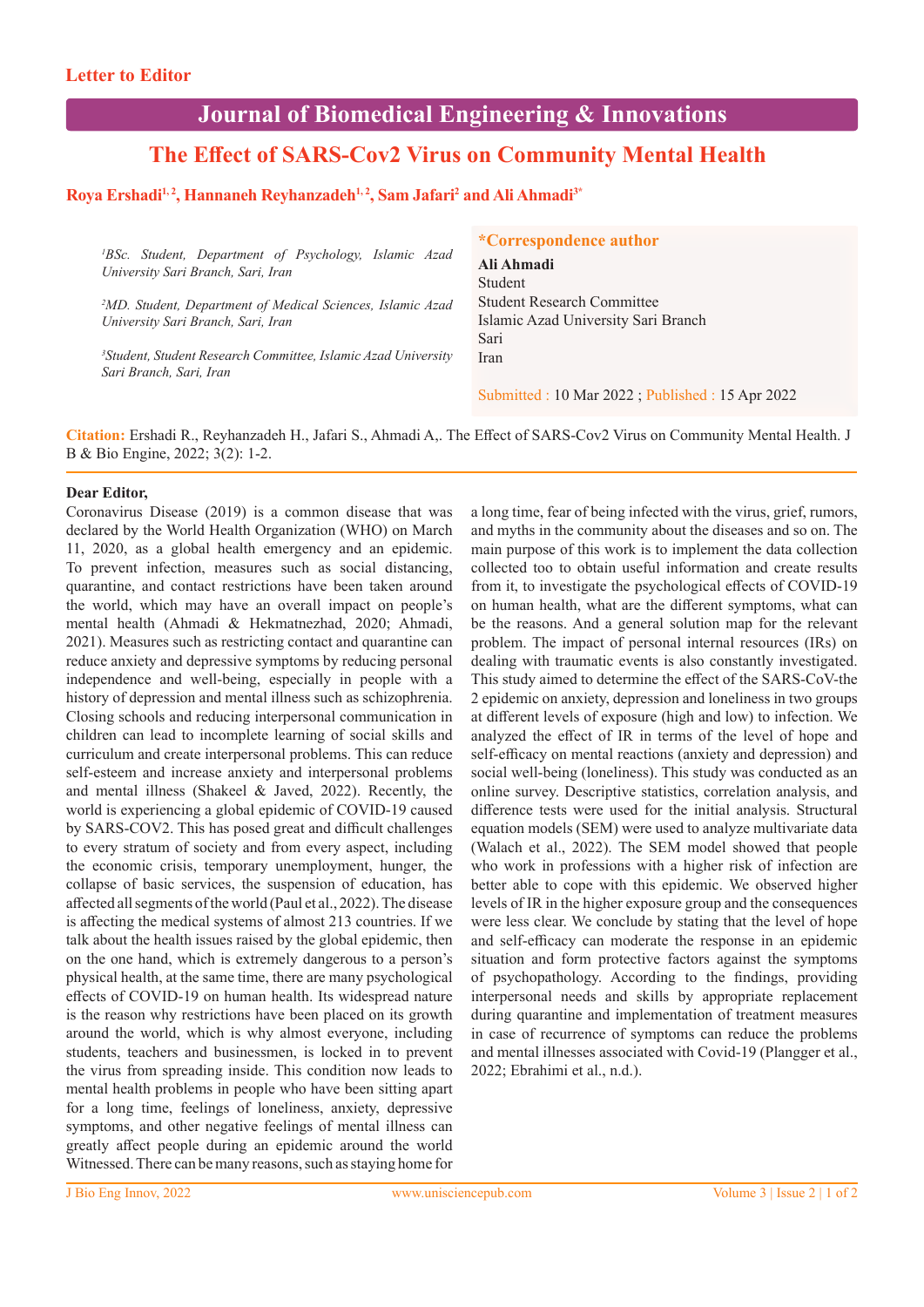Letter to Editor

# Journal of Biomedical Engineering & Innovations

## The Effect of SARS-Cov2 Virus on Community Mental Health

**Roya Ershadi[1, 2], Hannaneh Reyhanzadeh[1, 2], Sam Jafari[2] and Ali Ahmadi[3*]**

*[1]BSc. Student, Department of Psychology, Islamic Azad University Sari Branch, Sari, Iran*

*[2]MD. Student, Department of Medical Sciences, Islamic Azad University Sari Branch, Sari, Iran*

*[3]Student, Student Research Committee, Islamic Azad University Sari Branch, Sari, Iran*

**\*Correspondence author**

**Ali Ahmadi**
Student
Student Research Committee
Islamic Azad University Sari Branch
Sari
Iran

Submitted : 10 Mar 2022 ; Published : 15 Apr 2022

**Citation:** Ershadi R., Reyhanzadeh H., Jafari S., Ahmadi A,. The Effect of SARS-Cov2 Virus on Community Mental Health. J B & Bio Engine, 2022; 3(2): 1-2.

**Dear Editor,**

Coronavirus Disease (2019) is a common disease that was declared by the World Health Organization (WHO) on March 11, 2020, as a global health emergency and an epidemic. To prevent infection, measures such as social distancing, quarantine, and contact restrictions have been taken around the world, which may have an overall impact on people's mental health (Ahmadi & Hekmatnezhad, 2020; Ahmadi, 2021). Measures such as restricting contact and quarantine can reduce anxiety and depressive symptoms by reducing personal independence and well-being, especially in people with a history of depression and mental illness such as schizophrenia. Closing schools and reducing interpersonal communication in children can lead to incomplete learning of social skills and curriculum and create interpersonal problems. This can reduce self-esteem and increase anxiety and interpersonal problems and mental illness (Shakeel & Javed, 2022). Recently, the world is experiencing a global epidemic of COVID-19 caused by SARS-COV2. This has posed great and difficult challenges to every stratum of society and from every aspect, including the economic crisis, temporary unemployment, hunger, the collapse of basic services, the suspension of education, has affected all segments of the world (Paul et al., 2022). The disease is affecting the medical systems of almost 213 countries. If we talk about the health issues raised by the global epidemic, then on the one hand, which is extremely dangerous to a person's physical health, at the same time, there are many psychological effects of COVID-19 on human health. Its widespread nature is the reason why restrictions have been placed on its growth around the world, which is why almost everyone, including students, teachers and businessmen, is locked in to prevent the virus from spreading inside. This condition now leads to mental health problems in people who have been sitting apart for a long time, feelings of loneliness, anxiety, depressive symptoms, and other negative feelings of mental illness can greatly affect people during an epidemic around the world Witnessed. There can be many reasons, such as staying home for a long time, fear of being infected with the virus, grief, rumors, and myths in the community about the diseases and so on. The main purpose of this work is to implement the data collection collected too to obtain useful information and create results from it, to investigate the psychological effects of COVID-19 on human health, what are the different symptoms, what can be the reasons. And a general solution map for the relevant problem. The impact of personal internal resources (IRs) on dealing with traumatic events is also constantly investigated. This study aimed to determine the effect of the SARS-CoV-the 2 epidemic on anxiety, depression and loneliness in two groups at different levels of exposure (high and low) to infection. We analyzed the effect of IR in terms of the level of hope and self-efficacy on mental reactions (anxiety and depression) and social well-being (loneliness). This study was conducted as an online survey. Descriptive statistics, correlation analysis, and difference tests were used for the initial analysis. Structural equation models (SEM) were used to analyze multivariate data (Walach et al., 2022). The SEM model showed that people who work in professions with a higher risk of infection are better able to cope with this epidemic. We observed higher levels of IR in the higher exposure group and the consequences were less clear. We conclude by stating that the level of hope and self-efficacy can moderate the response in an epidemic situation and form protective factors against the symptoms of psychopathology. According to the findings, providing interpersonal needs and skills by appropriate replacement during quarantine and implementation of treatment measures in case of recurrence of symptoms can reduce the problems and mental illnesses associated with Covid-19 (Plangger et al., 2022; Ebrahimi et al., n.d.).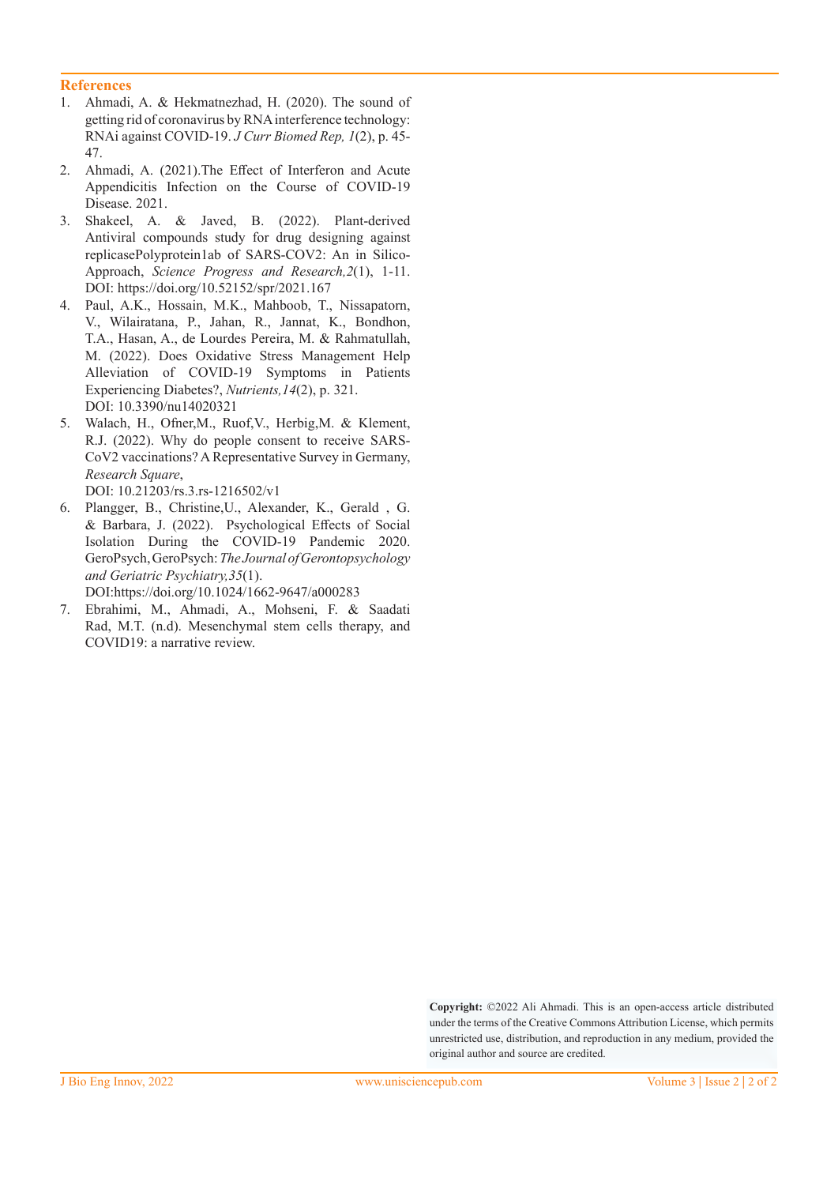## References

1. Ahmadi, A. & Hekmatnezhad, H. (2020). The sound of getting rid of coronavirus by RNA interference technology: RNAi against COVID-19. *J Curr Biomed Rep, 1*(2), p. 45-47.
2. Ahmadi, A. (2021).The Effect of Interferon and Acute Appendicitis Infection on the Course of COVID-19 Disease. 2021.
3. Shakeel, A. & Javed, B. (2022). Plant-derived Antiviral compounds study for drug designing against replicasePolyprotein1ab of SARS-COV2: An in Silico-Approach, *Science Progress and Research,2*(1), 1-11. DOI: https://doi.org/10.52152/spr/2021.167
4. Paul, A.K., Hossain, M.K., Mahboob, T., Nissapatorn, V., Wilairatana, P., Jahan, R., Jannat, K., Bondhon, T.A., Hasan, A., de Lourdes Pereira, M. & Rahmatullah, M. (2022). Does Oxidative Stress Management Help Alleviation of COVID-19 Symptoms in Patients Experiencing Diabetes?, *Nutrients,14*(2), p. 321. DOI: 10.3390/nu14020321
5. Walach, H., Ofner,M., Ruof,V., Herbig,M. & Klement, R.J. (2022). Why do people consent to receive SARS-CoV2 vaccinations? A Representative Survey in Germany, *Research Square*, DOI: 10.21203/rs.3.rs-1216502/v1
6. Plangger, B., Christine,U., Alexander, K., Gerald , G. & Barbara, J. (2022). Psychological Effects of Social Isolation During the COVID-19 Pandemic 2020. GeroPsych, GeroPsych: *The Journal of Gerontopsychology and Geriatric Psychiatry,35*(1). DOI:https://doi.org/10.1024/1662-9647/a000283
7. Ebrahimi, M., Ahmadi, A., Mohseni, F. & Saadati Rad, M.T. (n.d). Mesenchymal stem cells therapy, and COVID19: a narrative review.

**Copyright:** ©2022 Ali Ahmadi. This is an open-access article distributed under the terms of the Creative Commons Attribution License, which permits unrestricted use, distribution, and reproduction in any medium, provided the original author and source are credited.